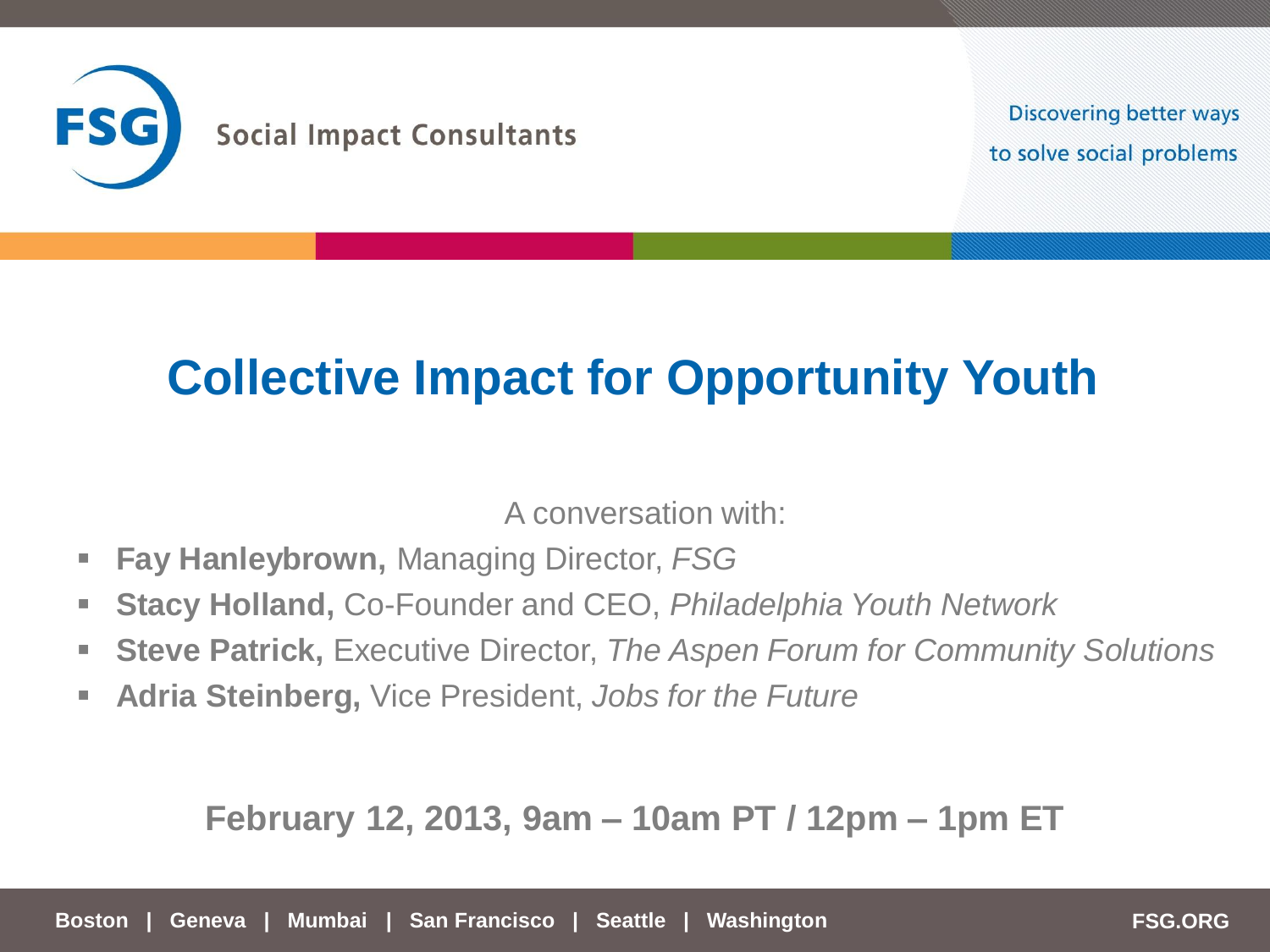FSG Social Impact Consultants

Discovering better ways to solve social problems

# Collective Impact for Opportunity Youth

A conversation with:

- **Fay Hanleybrown,** Managing Director, *FSG*
- **Stacy Holland,** Co-Founder and CEO, *Philadelphia Youth Network*
- **Steve Patrick,** Executive Director, *The Aspen Forum for Community Solutions*
- **Adria Steinberg,** Vice President, *Jobs for the Future*

**February 12, 2013, 9am – 10am PT / 12pm – 1pm ET**

Boston | Geneva | Mumbai | San Francisco | Seattle | Washington

FSG.ORG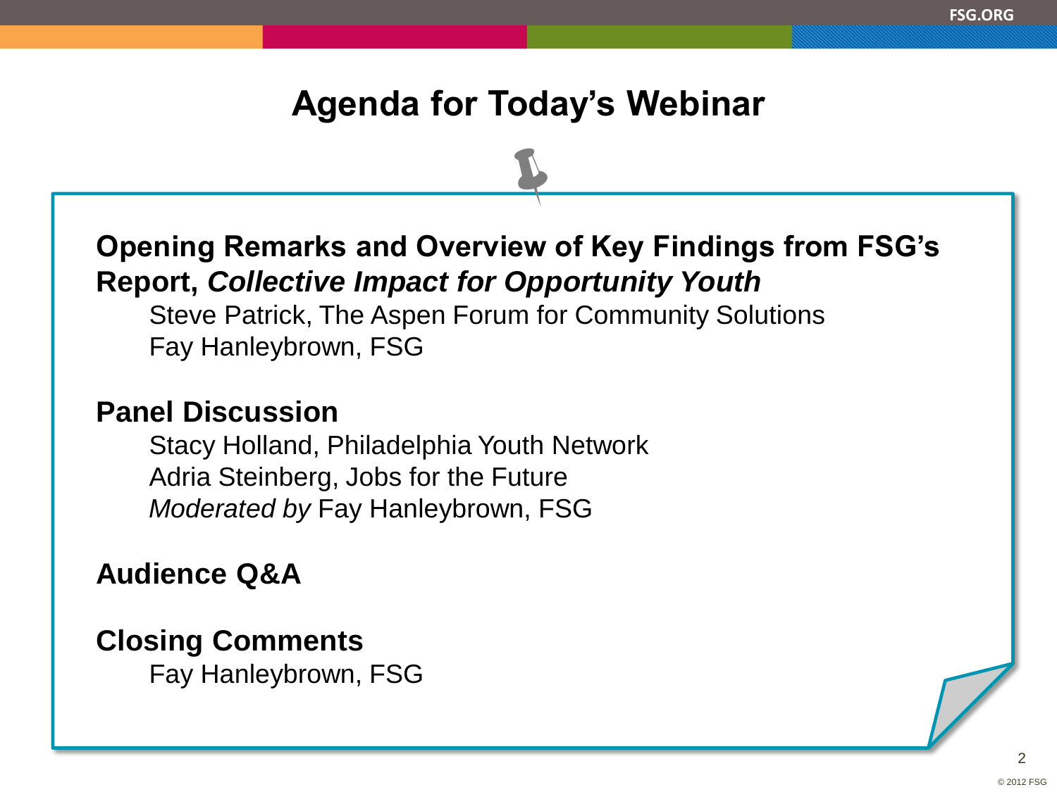# Agenda for Today's Webinar

**Opening Remarks and Overview of Key Findings from FSG's Report, *Collective Impact for Opportunity Youth***

Steve Patrick, The Aspen Forum for Community Solutions
Fay Hanleybrown, FSG

**Panel Discussion**

Stacy Holland, Philadelphia Youth Network
Adria Steinberg, Jobs for the Future
*Moderated by* Fay Hanleybrown, FSG

**Audience Q&A**

**Closing Comments**

Fay Hanleybrown, FSG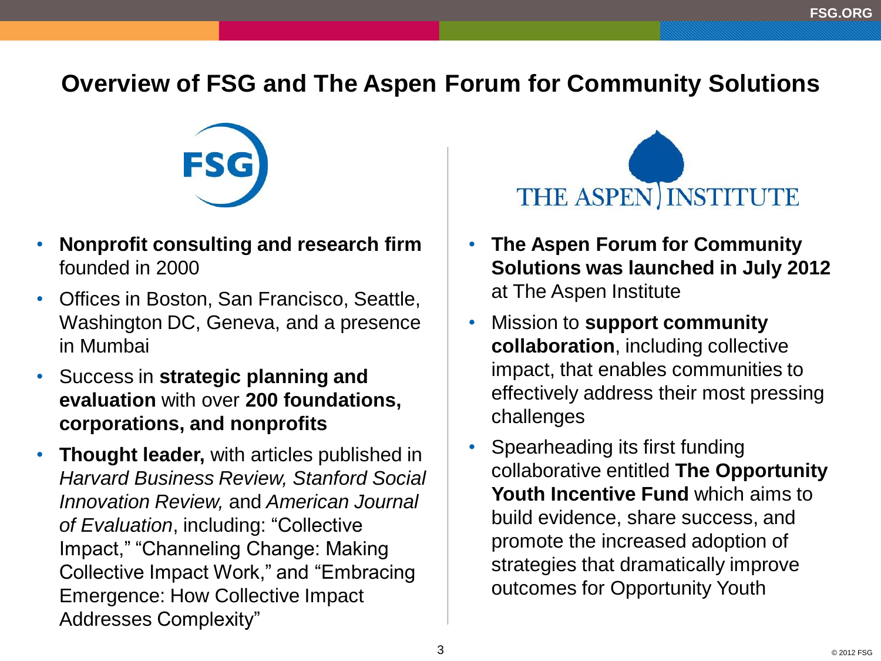# Overview of FSG and The Aspen Forum for Community Solutions

FSG

- **Nonprofit consulting and research firm** founded in 2000
- Offices in Boston, San Francisco, Seattle, Washington DC, Geneva, and a presence in Mumbai
- Success in **strategic planning and evaluation** with over **200 foundations, corporations, and nonprofits**
- **Thought leader,** with articles published in *Harvard Business Review, Stanford Social Innovation Review,* and *American Journal of Evaluation*, including: "Collective Impact," "Channeling Change: Making Collective Impact Work," and "Embracing Emergence: How Collective Impact Addresses Complexity"

THE ASPEN INSTITUTE

- **The Aspen Forum for Community Solutions was launched in July 2012** at The Aspen Institute
- Mission to **support community collaboration**, including collective impact, that enables communities to effectively address their most pressing challenges
- Spearheading its first funding collaborative entitled **The Opportunity Youth Incentive Fund** which aims to build evidence, share success, and promote the increased adoption of strategies that dramatically improve outcomes for Opportunity Youth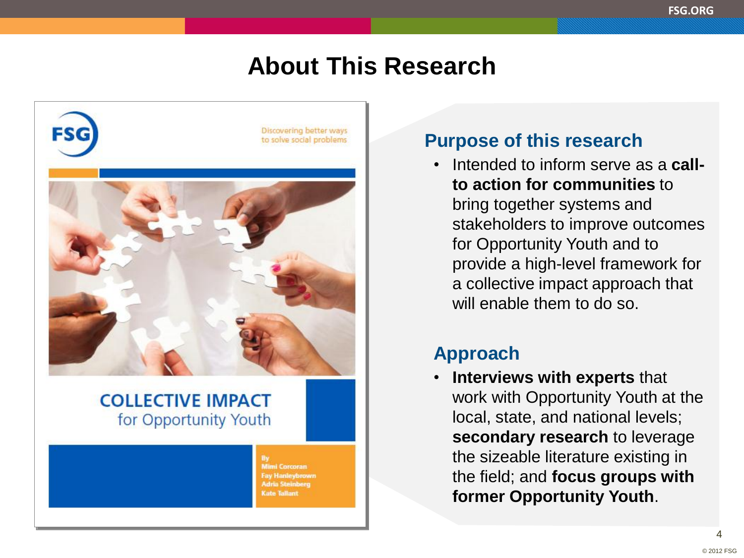# About This Research

FSG

Discovering better ways to solve social problems

**COLLECTIVE IMPACT**
for Opportunity Youth

By
Mimi Corcoran
Fay Hanleybrown
Adria Steinberg
Kate Tallant

## Purpose of this research

- Intended to inform serve as a **call-to action for communities** to bring together systems and stakeholders to improve outcomes for Opportunity Youth and to provide a high-level framework for a collective impact approach that will enable them to do so.

## Approach

- **Interviews with experts** that work with Opportunity Youth at the local, state, and national levels; **secondary research** to leverage the sizeable literature existing in the field; and **focus groups with former Opportunity Youth**.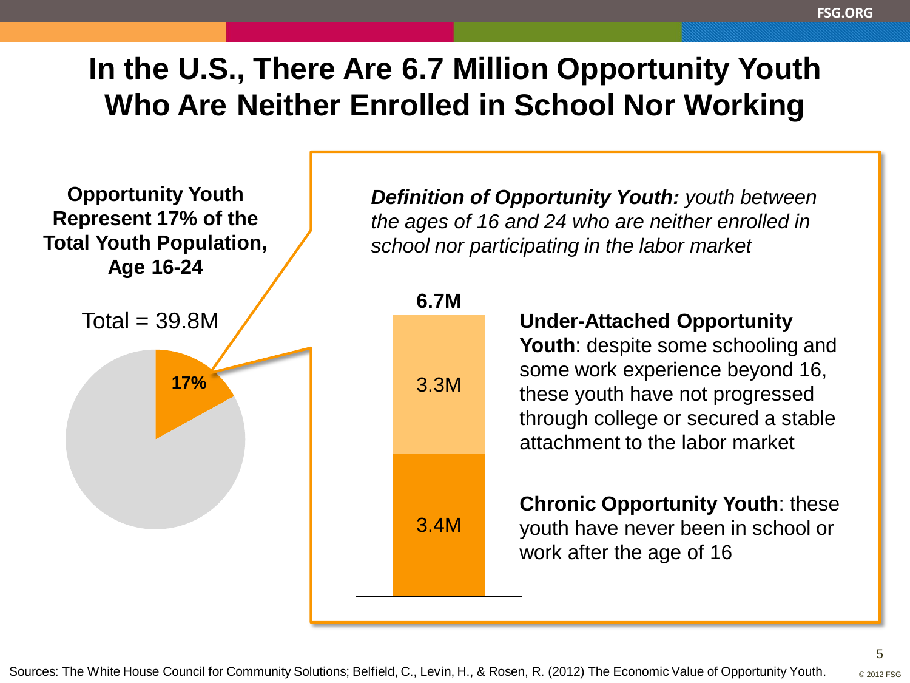# In the U.S., There Are 6.7 Million Opportunity Youth Who Are Neither Enrolled in School Nor Working

**Opportunity Youth Represent 17% of the Total Youth Population, Age 16-24**

Total = 39.8M

**17%**

***Definition of Opportunity Youth:*** *youth between the ages of 16 and 24 who are neither enrolled in school nor participating in the labor market*

**6.7M**

3.3M

3.4M

**Under-Attached Opportunity Youth**: despite some schooling and some work experience beyond 16, these youth have not progressed through college or secured a stable attachment to the labor market

**Chronic Opportunity Youth**: these youth have never been in school or work after the age of 16

Sources: The White House Council for Community Solutions; Belfield, C., Levin, H., & Rosen, R. (2012) The Economic Value of Opportunity Youth.

© 2012 FSG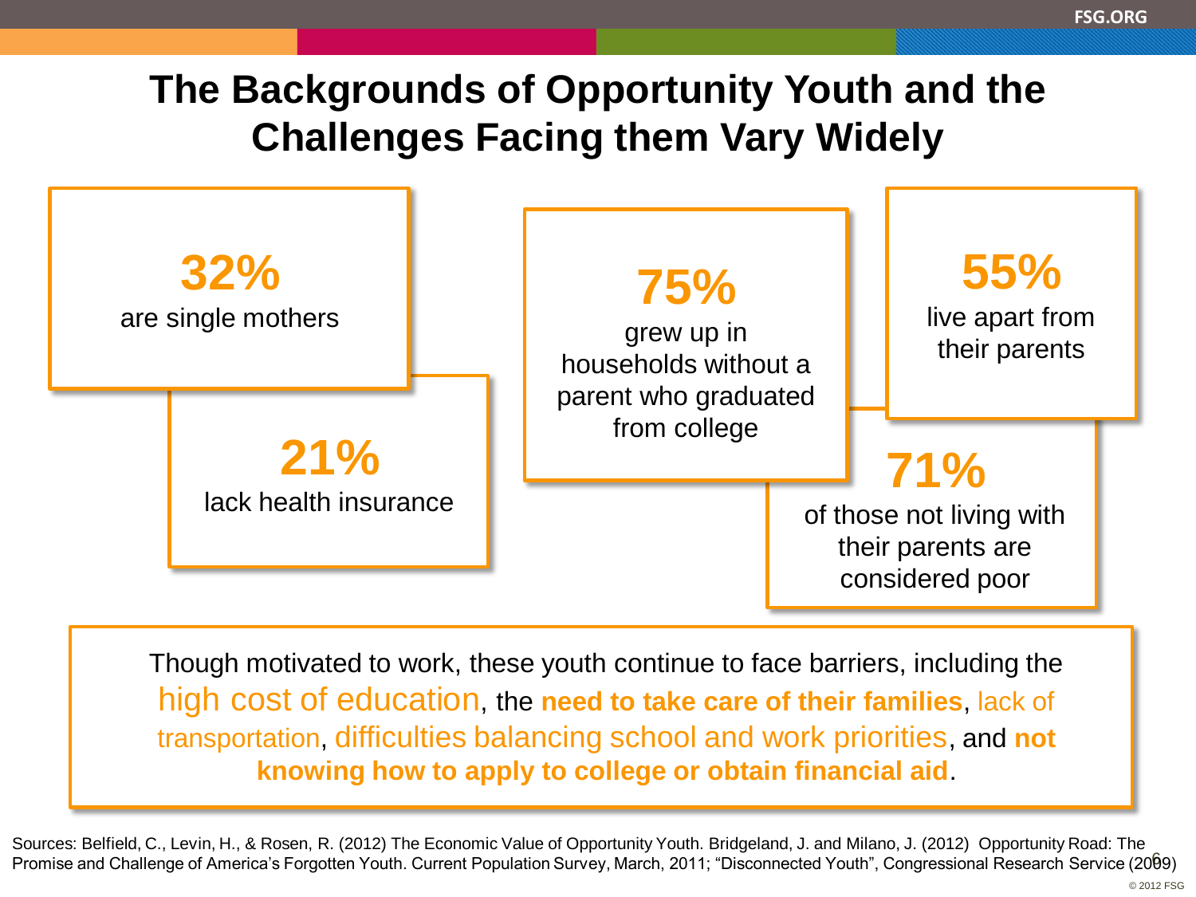# The Backgrounds of Opportunity Youth and the Challenges Facing them Vary Widely

**32%**
are single mothers

**21%**
lack health insurance

**75%**
grew up in households without a parent who graduated from college

**55%**
live apart from their parents

**71%**
of those not living with their parents are considered poor

Though motivated to work, these youth continue to face barriers, including the high cost of education, the **need to take care of their families**, lack of transportation, difficulties balancing school and work priorities, and **not knowing how to apply to college or obtain financial aid**.

Sources: Belfield, C., Levin, H., & Rosen, R. (2012) The Economic Value of Opportunity Youth. Bridgeland, J. and Milano, J. (2012) Opportunity Road: The Promise and Challenge of America's Forgotten Youth. Current Population Survey, March, 2011; "Disconnected Youth", Congressional Research Service (2009)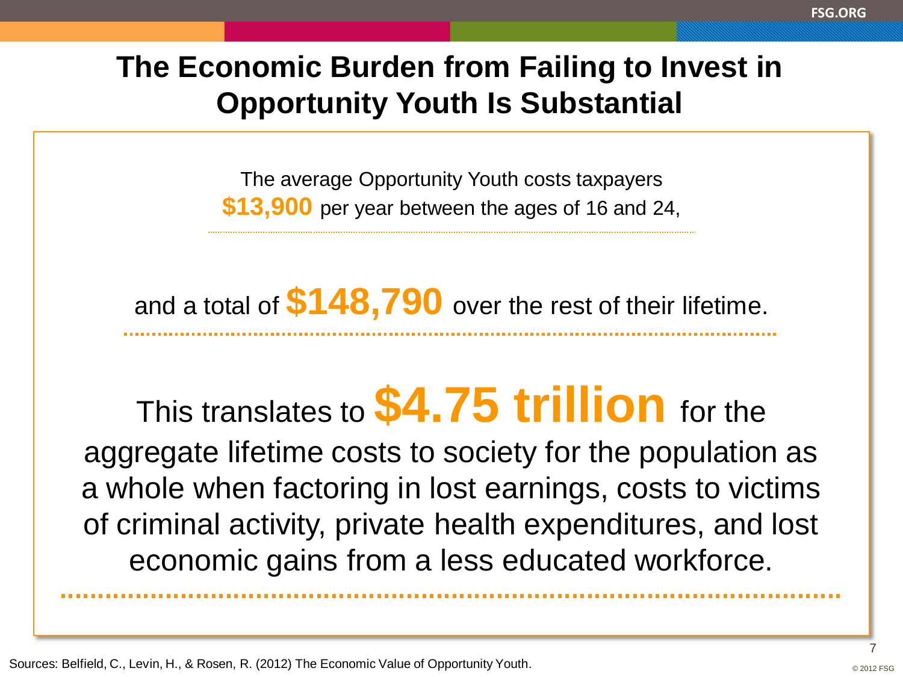# The Economic Burden from Failing to Invest in Opportunity Youth Is Substantial

The average Opportunity Youth costs taxpayers **$13,900** per year between the ages of 16 and 24,

and a total of **$148,790** over the rest of their lifetime.

This translates to **$4.75 trillion** for the aggregate lifetime costs to society for the population as a whole when factoring in lost earnings, costs to victims of criminal activity, private health expenditures, and lost economic gains from a less educated workforce.

Sources: Belfield, C., Levin, H., & Rosen, R. (2012) The Economic Value of Opportunity Youth.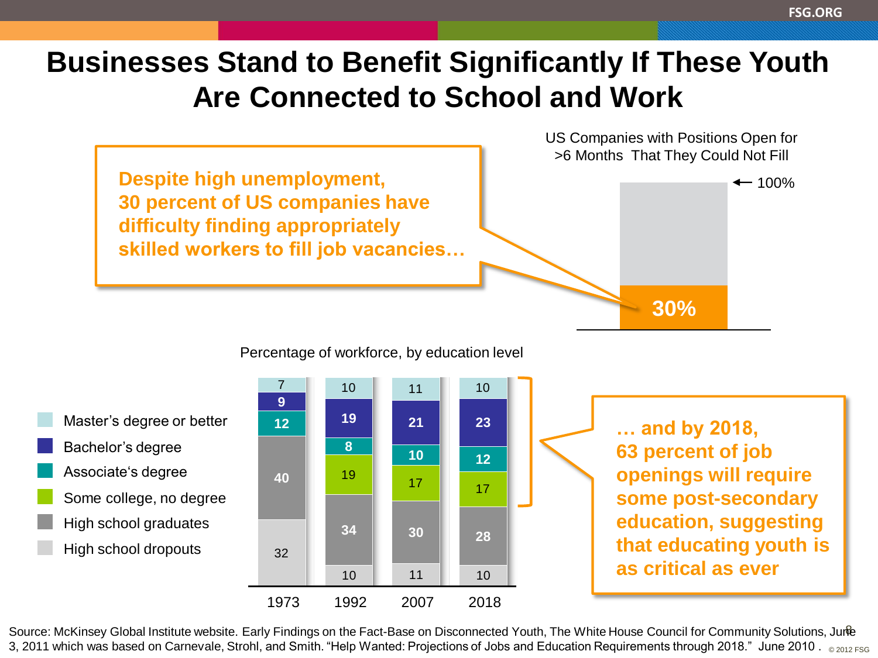# Businesses Stand to Benefit Significantly If These Youth Are Connected to School and Work

**Despite high unemployment, 30 percent of US companies have difficulty finding appropriately skilled workers to fill job vacancies…**

US Companies with Positions Open for >6 Months That They Could Not Fill

| | |
|---|---|
| Total | 100% |
| Companies with positions open >6 months they could not fill | 30% |

Percentage of workforce, by education level

| Education level | 1973 | 1992 | 2007 | 2018 |
|---|---|---|---|---|
| Master's degree or better | 7 | 10 | 11 | 10 |
| Bachelor's degree | 9 | 19 | 21 | 23 |
| Associate's degree | 12 | 8 | 10 | 12 |
| Some college, no degree | | 19 | 17 | 17 |
| High school graduates | 40 | 34 | 30 | 28 |
| High school dropouts | 32 | 10 | 11 | 10 |

**… and by 2018, 63 percent of job openings will require some post-secondary education, suggesting that educating youth is as critical as ever**

Source: McKinsey Global Institute website. Early Findings on the Fact-Base on Disconnected Youth, The White House Council for Community Solutions, June 3, 2011 which was based on Carnevale, Strohl, and Smith. "Help Wanted: Projections of Jobs and Education Requirements through 2018." June 2010.

© 2012 FSG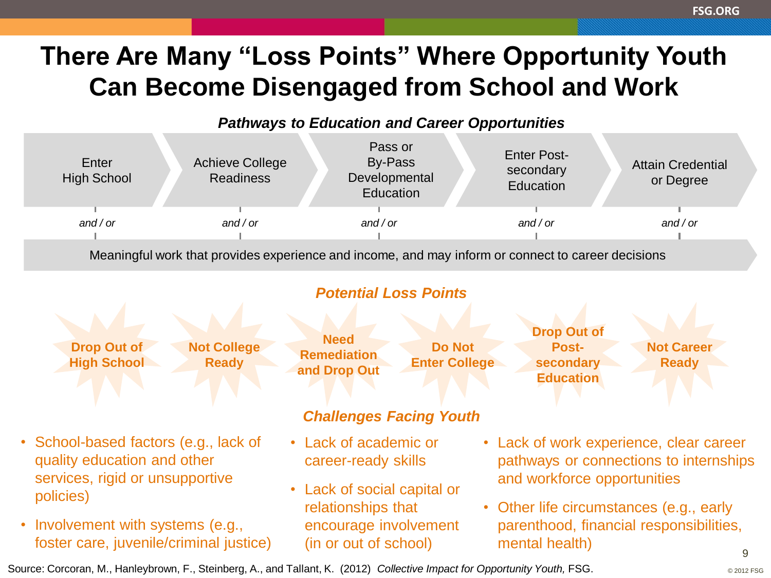# There Are Many "Loss Points" Where Opportunity Youth Can Become Disengaged from School and Work

***Pathways to Education and Career Opportunities***

Enter High School → Achieve College Readiness → Pass or By-Pass Developmental Education → Enter Post-secondary Education → Attain Credential or Degree

*and / or*

Meaningful work that provides experience and income, and may inform or connect to career decisions

***Potential Loss Points***

- **Drop Out of High School**
- **Not College Ready**
- **Need Remediation and Drop Out**
- **Do Not Enter College**
- **Drop Out of Post-secondary Education**
- **Not Career Ready**

***Challenges Facing Youth***

- School-based factors (e.g., lack of quality education and other services, rigid or unsupportive policies)
- Involvement with systems (e.g., foster care, juvenile/criminal justice)
- Lack of academic or career-ready skills
- Lack of social capital or relationships that encourage involvement (in or out of school)
- Lack of work experience, clear career pathways or connections to internships and workforce opportunities
- Other life circumstances (e.g., early parenthood, financial responsibilities, mental health)

Source: Corcoran, M., Hanleybrown, F., Steinberg, A., and Tallant, K. (2012) *Collective Impact for Opportunity Youth,* FSG.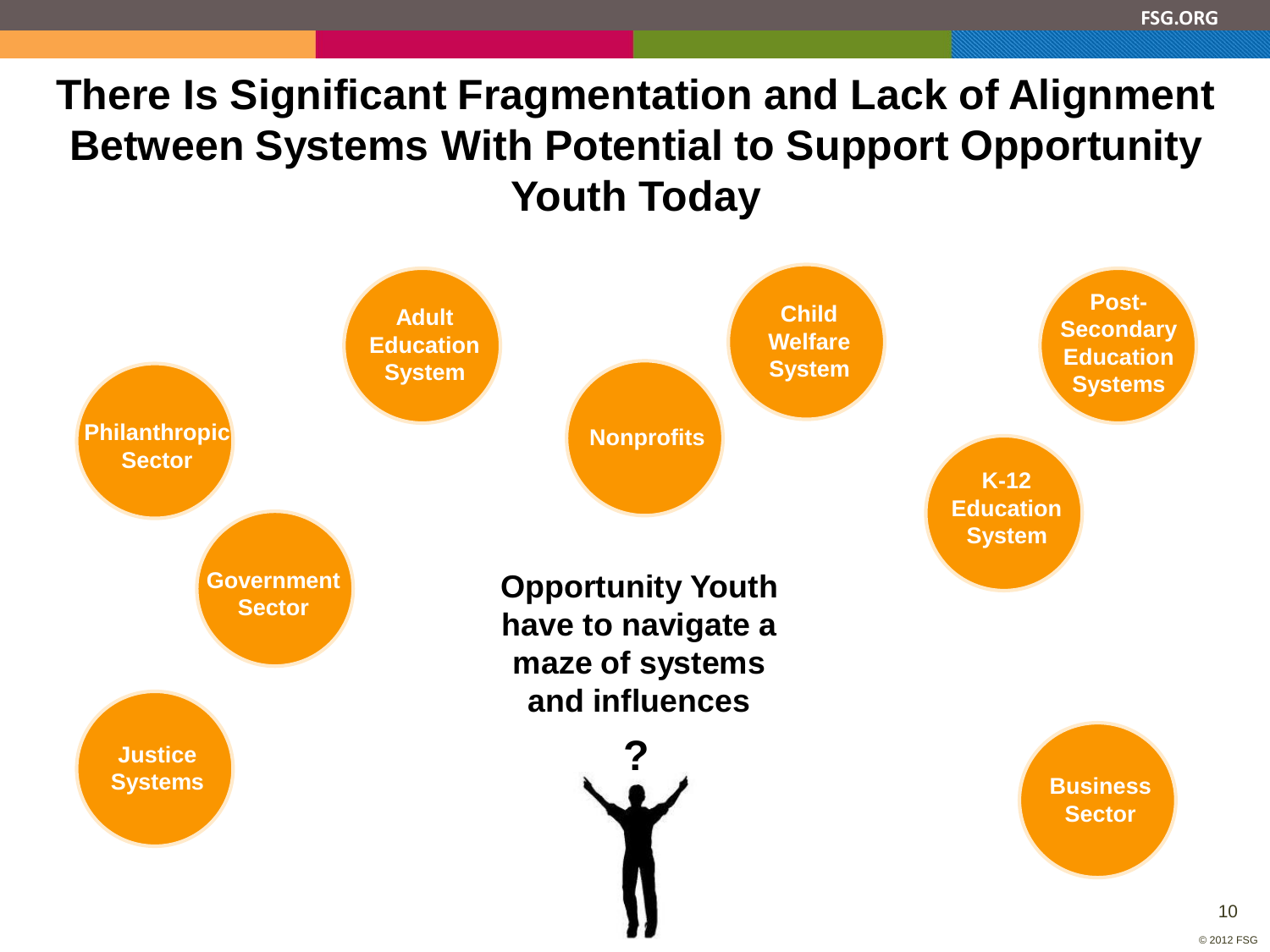# There Is Significant Fragmentation and Lack of Alignment Between Systems With Potential to Support Opportunity Youth Today

- Adult Education System
- Child Welfare System
- Post-Secondary Education Systems
- Philanthropic Sector
- Nonprofits
- K-12 Education System
- Government Sector
- Justice Systems
- Business Sector

**Opportunity Youth have to navigate a maze of systems and influences**

?

© 2012 FSG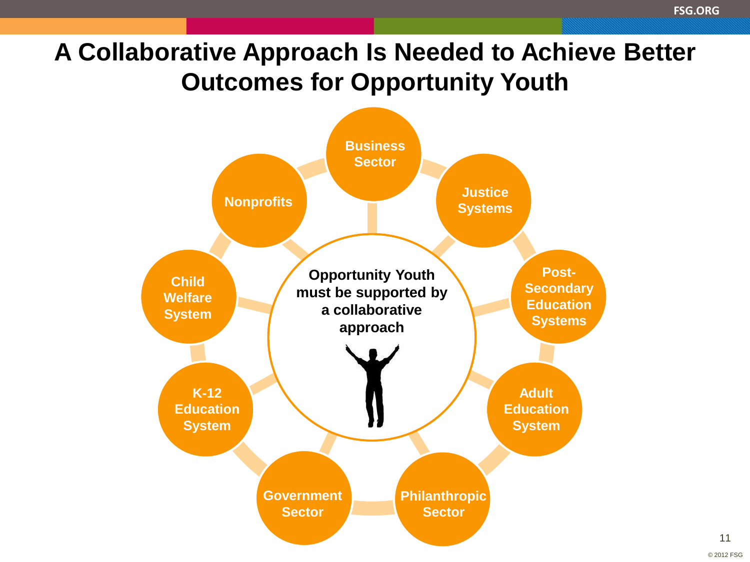# A Collaborative Approach Is Needed to Achieve Better Outcomes for Opportunity Youth

**Opportunity Youth must be supported by a collaborative approach**

- Business Sector
- Justice Systems
- Post-Secondary Education Systems
- Adult Education System
- Philanthropic Sector
- Government Sector
- K-12 Education System
- Child Welfare System
- Nonprofits

© 2012 FSG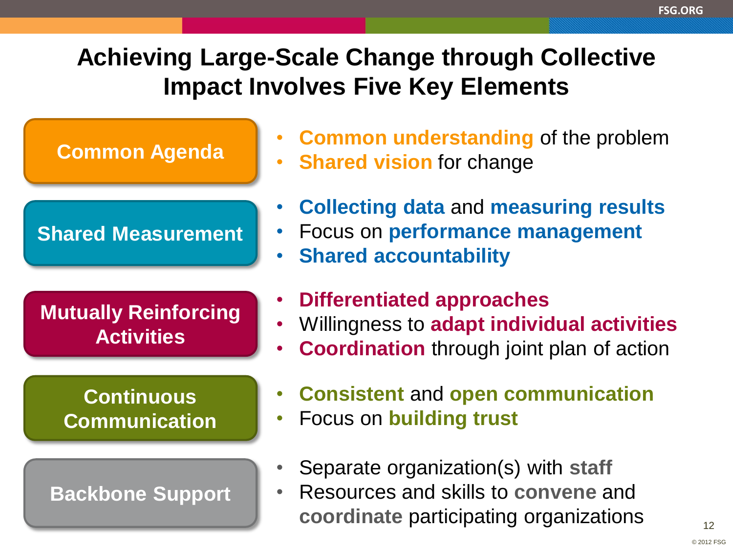# Achieving Large-Scale Change through Collective Impact Involves Five Key Elements

**Common Agenda**

- **Common understanding** of the problem
- **Shared vision** for change

**Shared Measurement**

- **Collecting data** and **measuring results**
- Focus on **performance management**
- **Shared accountability**

**Mutually Reinforcing Activities**

- **Differentiated approaches**
- Willingness to **adapt individual activities**
- **Coordination** through joint plan of action

**Continuous Communication**

- **Consistent** and **open communication**
- Focus on **building trust**

**Backbone Support**

- Separate organization(s) with **staff**
- Resources and skills to **convene** and **coordinate** participating organizations

© 2012 FSG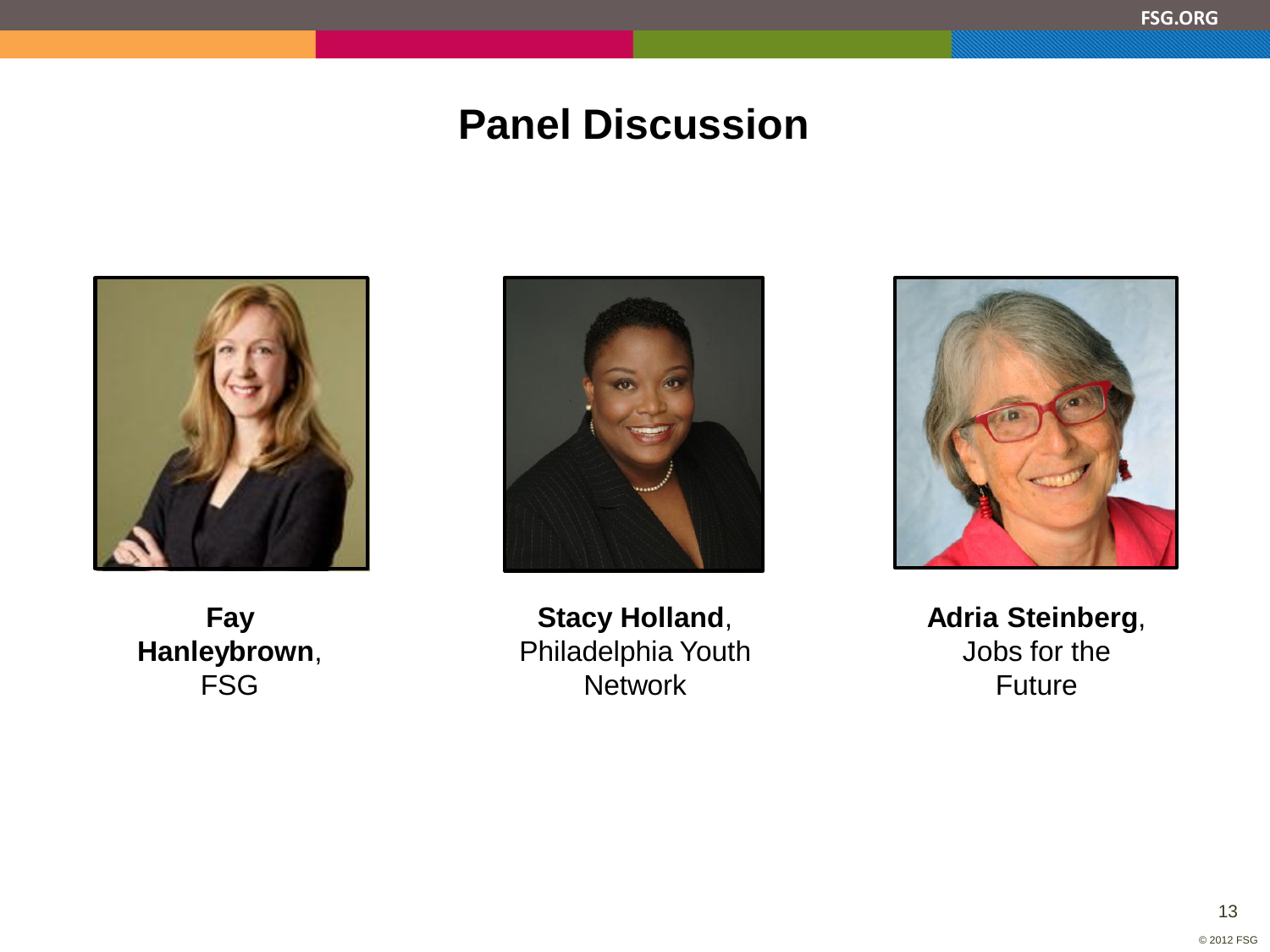# Panel Discussion

**Fay Hanleybrown**, FSG

**Stacy Holland**, Philadelphia Youth Network

**Adria Steinberg**, Jobs for the Future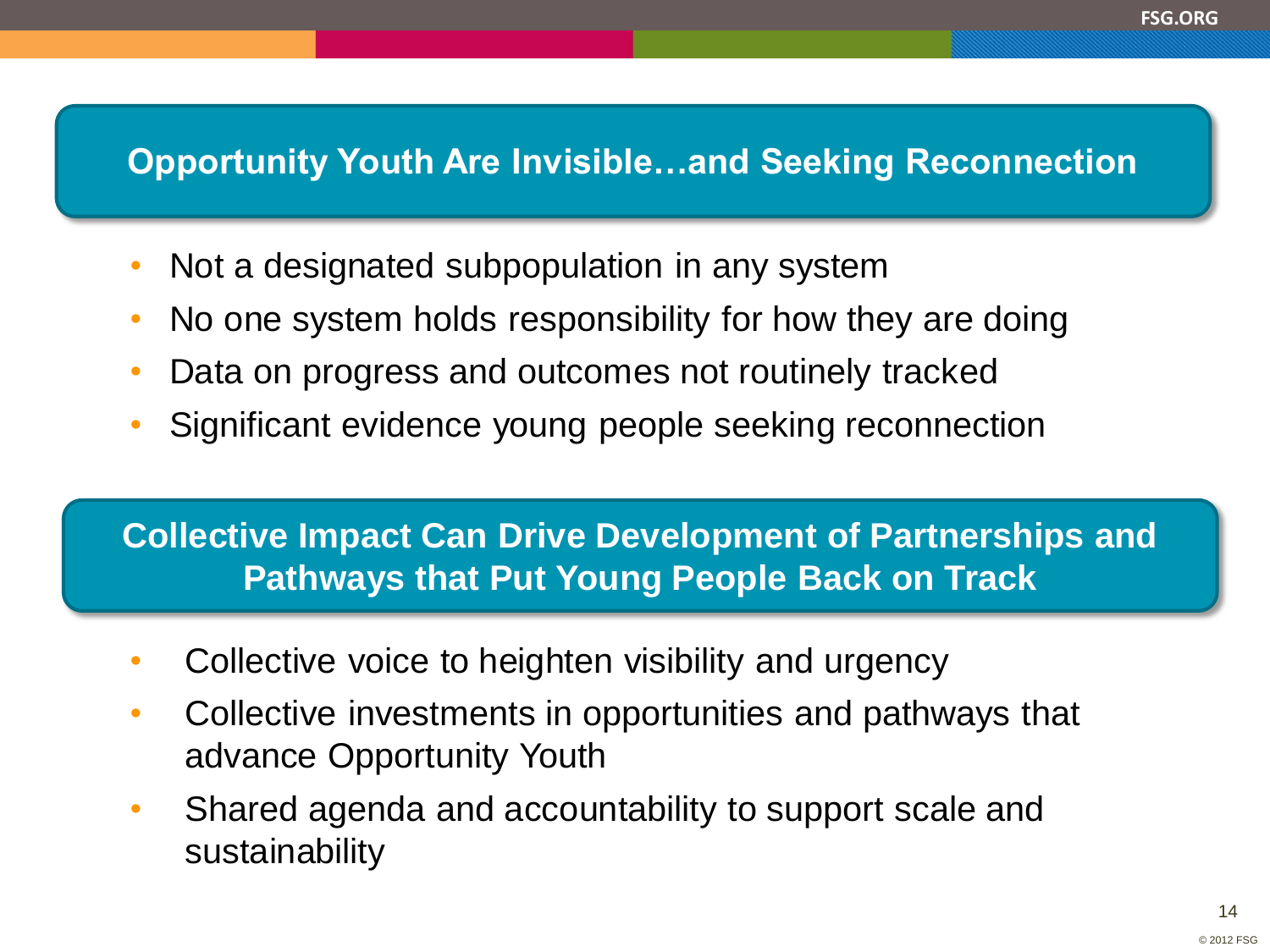## Opportunity Youth Are Invisible…and Seeking Reconnection

- Not a designated subpopulation in any system
- No one system holds responsibility for how they are doing
- Data on progress and outcomes not routinely tracked
- Significant evidence young people seeking reconnection

## Collective Impact Can Drive Development of Partnerships and Pathways that Put Young People Back on Track

- Collective voice to heighten visibility and urgency
- Collective investments in opportunities and pathways that advance Opportunity Youth
- Shared agenda and accountability to support scale and sustainability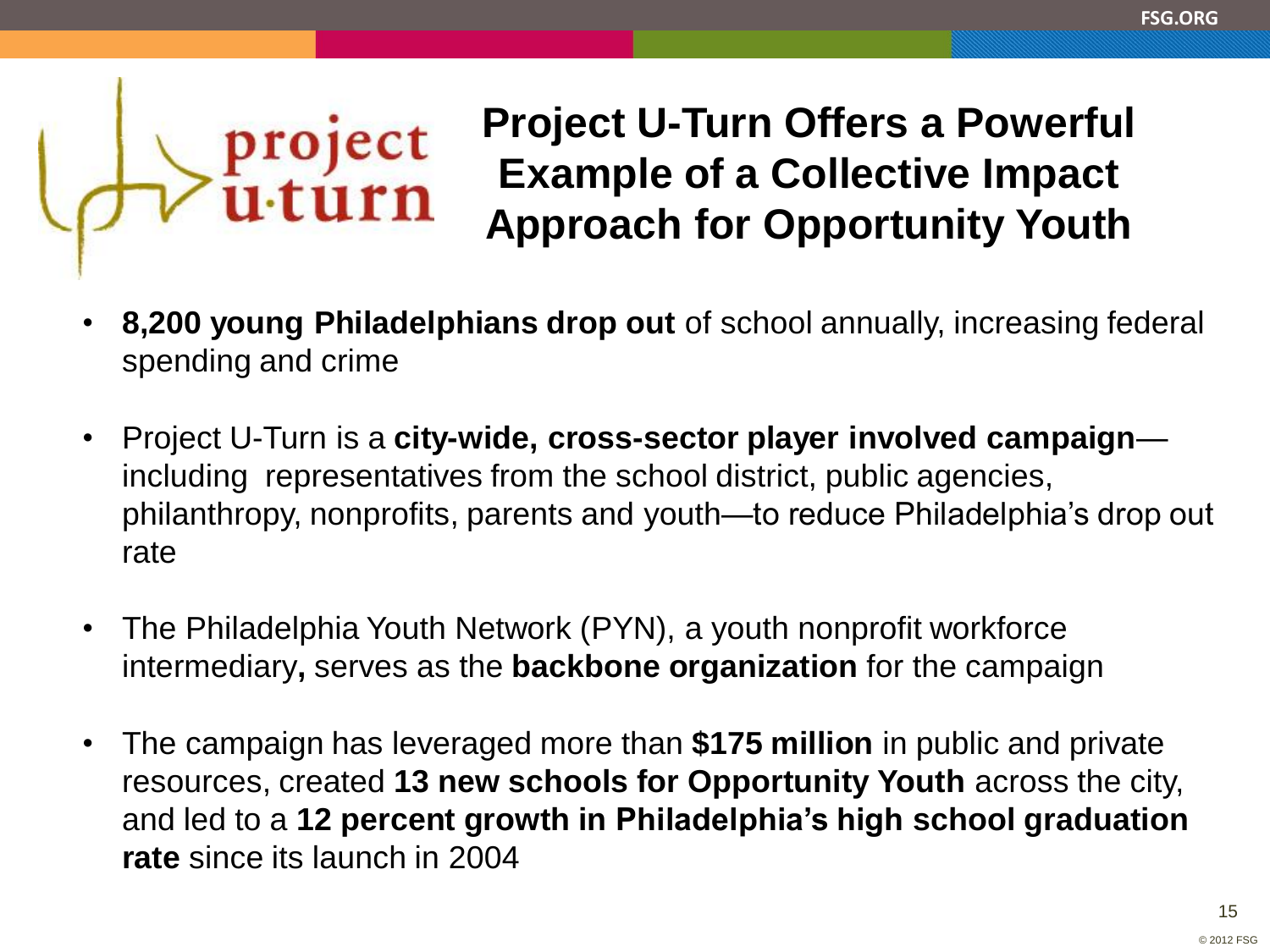# Project U-Turn Offers a Powerful Example of a Collective Impact Approach for Opportunity Youth

- **8,200 young Philadelphians drop out** of school annually, increasing federal spending and crime
- Project U-Turn is a **city-wide, cross-sector player involved campaign**—including representatives from the school district, public agencies, philanthropy, nonprofits, parents and youth—to reduce Philadelphia's drop out rate
- The Philadelphia Youth Network (PYN), a youth nonprofit workforce intermediary**,** serves as the **backbone organization** for the campaign
- The campaign has leveraged more than **$175 million** in public and private resources, created **13 new schools for Opportunity Youth** across the city, and led to a **12 percent growth in Philadelphia's high school graduation rate** since its launch in 2004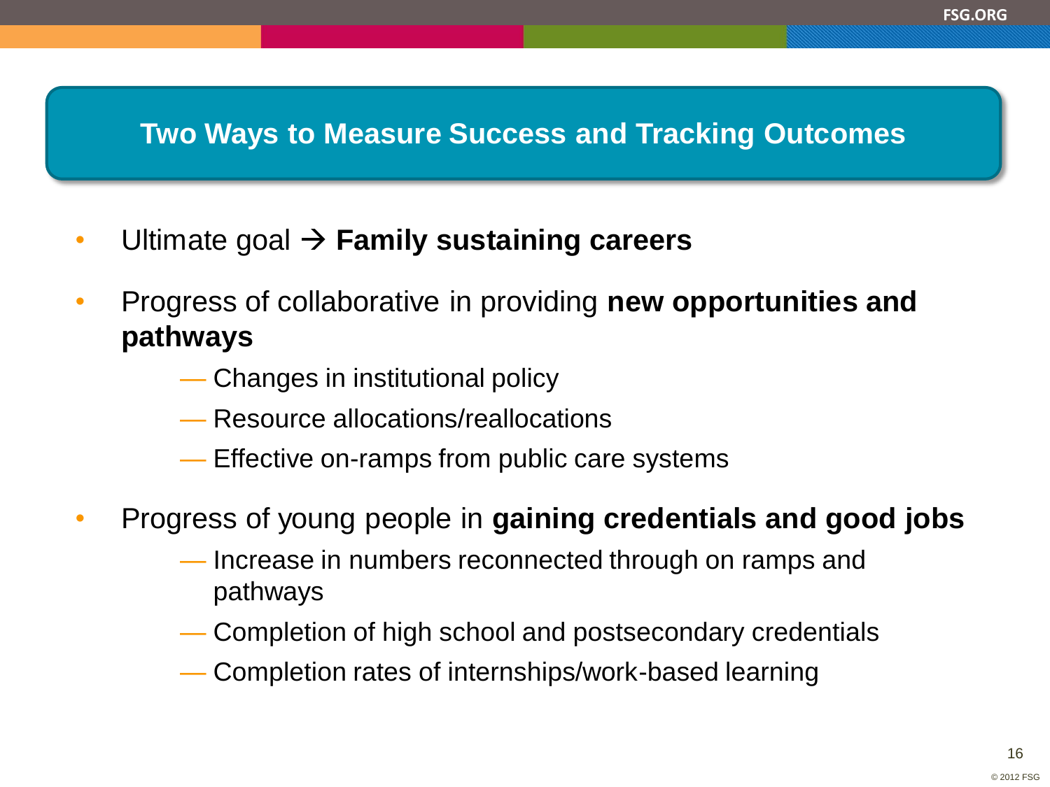## Two Ways to Measure Success and Tracking Outcomes

- Ultimate goal → **Family sustaining careers**
- Progress of collaborative in providing **new opportunities and pathways**
  - Changes in institutional policy
  - Resource allocations/reallocations
  - Effective on-ramps from public care systems
- Progress of young people in **gaining credentials and good jobs**
  - Increase in numbers reconnected through on ramps and pathways
  - Completion of high school and postsecondary credentials
  - Completion rates of internships/work-based learning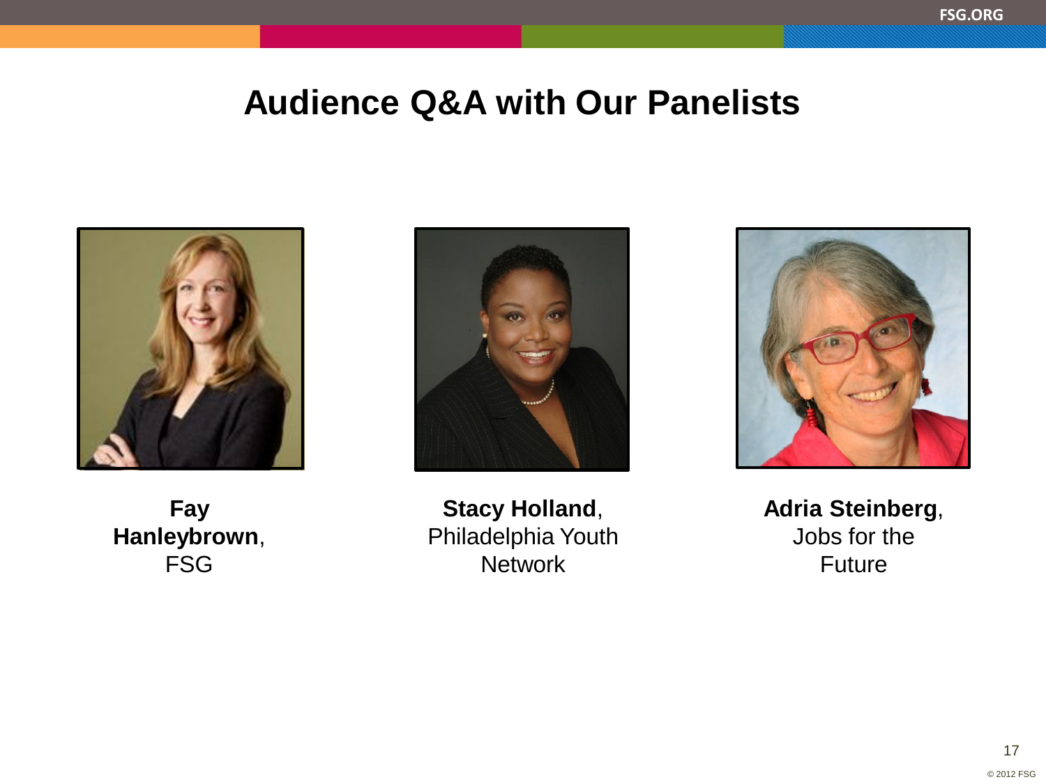# Audience Q&A with Our Panelists

**Fay Hanleybrown**, FSG

**Stacy Holland**, Philadelphia Youth Network

**Adria Steinberg**, Jobs for the Future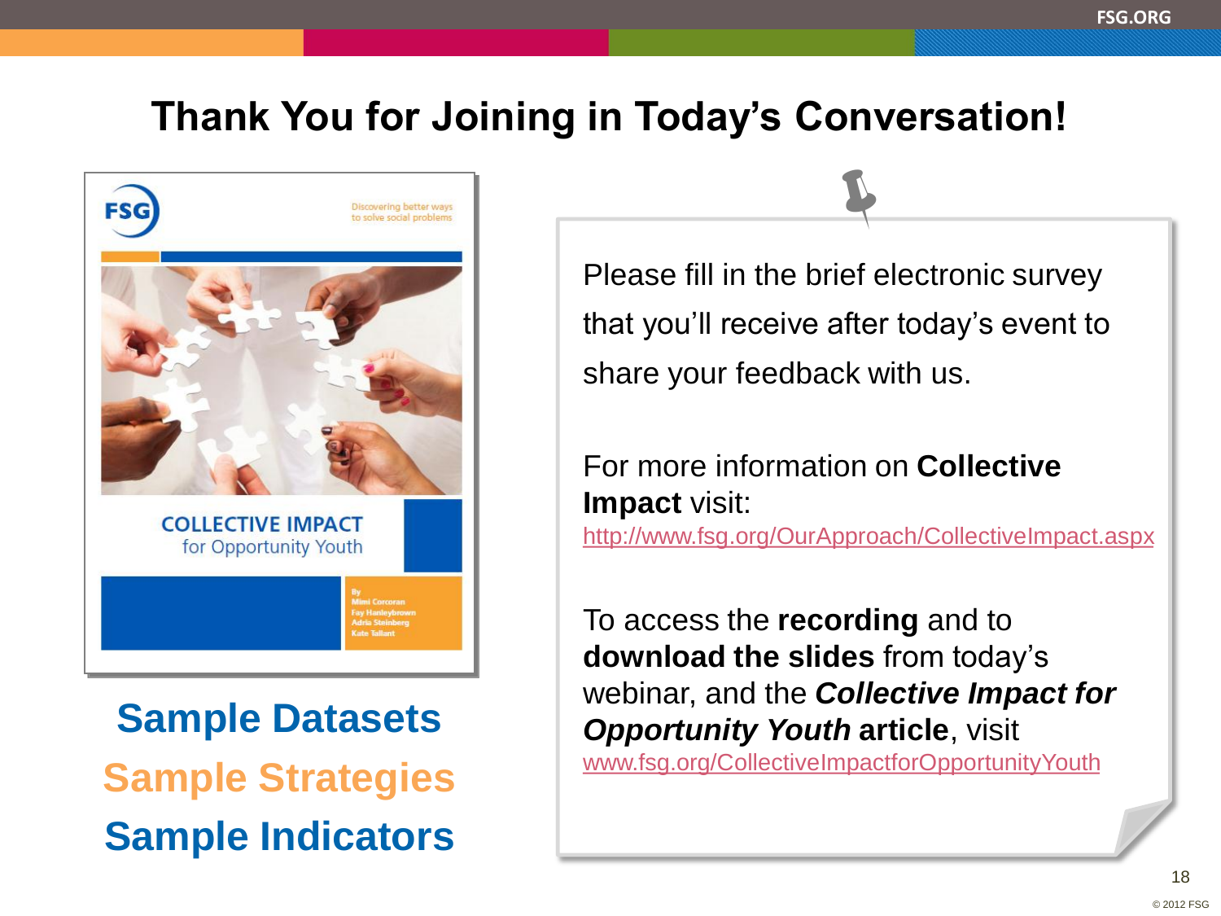# Thank You for Joining in Today's Conversation!

COLLECTIVE IMPACT
for Opportunity Youth

By
Mimi Corcoran
Fay Hanleybrown
Adria Steinberg
Kate Tallant

**Sample Datasets**

**Sample Strategies**

**Sample Indicators**

Please fill in the brief electronic survey that you'll receive after today's event to share your feedback with us.

For more information on **Collective Impact** visit:
http://www.fsg.org/OurApproach/CollectiveImpact.aspx

To access the **recording** and to **download the slides** from today's webinar, and the ***Collective Impact for Opportunity Youth*** **article**, visit
www.fsg.org/CollectiveImpactforOpportunityYouth

© 2012 FSG